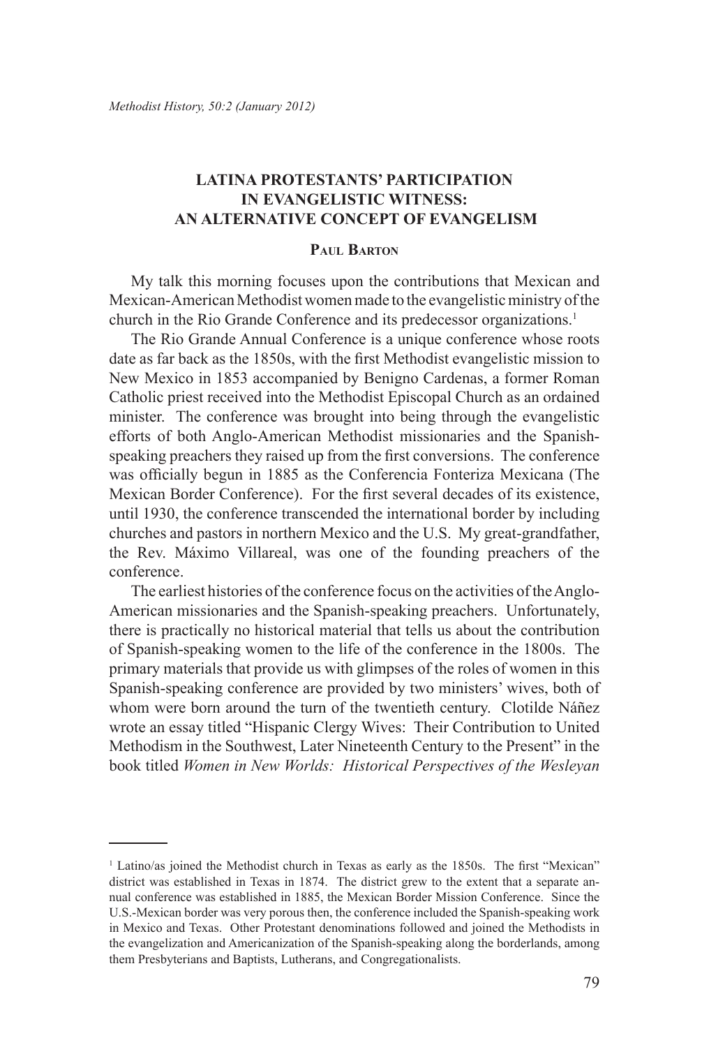# LATINA PROTESTANTS' PARTICIPATION IN EVANGELISTIC WITNESS: AN ALTERNATIVE CONCEPT OF EVANGELISM

### Paul Barton

My talk this morning focuses upon the contributions that Mexican and Mexican-American Methodist women made to the evangelistic ministry of the church in the Rio Grande Conference and its predecessor organizations.[1]

The Rio Grande Annual Conference is a unique conference whose roots date as far back as the 1850s, with the first Methodist evangelistic mission to New Mexico in 1853 accompanied by Benigno Cardenas, a former Roman Catholic priest received into the Methodist Episcopal Church as an ordained minister. The conference was brought into being through the evangelistic efforts of both Anglo-American Methodist missionaries and the Spanish-speaking preachers they raised up from the first conversions. The conference was officially begun in 1885 as the Conferencia Fonteriza Mexicana (The Mexican Border Conference). For the first several decades of its existence, until 1930, the conference transcended the international border by including churches and pastors in northern Mexico and the U.S. My great-grandfather, the Rev. Máximo Villareal, was one of the founding preachers of the conference.

The earliest histories of the conference focus on the activities of the Anglo-American missionaries and the Spanish-speaking preachers. Unfortunately, there is practically no historical material that tells us about the contribution of Spanish-speaking women to the life of the conference in the 1800s. The primary materials that provide us with glimpses of the roles of women in this Spanish-speaking conference are provided by two ministers' wives, both of whom were born around the turn of the twentieth century. Clotilde Náñez wrote an essay titled "Hispanic Clergy Wives: Their Contribution to United Methodism in the Southwest, Later Nineteenth Century to the Present" in the book titled *Women in New Worlds: Historical Perspectives of the Wesleyan*

---

[1] Latino/as joined the Methodist church in Texas as early as the 1850s. The first "Mexican" district was established in Texas in 1874. The district grew to the extent that a separate annual conference was established in 1885, the Mexican Border Mission Conference. Since the U.S.-Mexican border was very porous then, the conference included the Spanish-speaking work in Mexico and Texas. Other Protestant denominations followed and joined the Methodists in the evangelization and Americanization of the Spanish-speaking along the borderlands, among them Presbyterians and Baptists, Lutherans, and Congregationalists.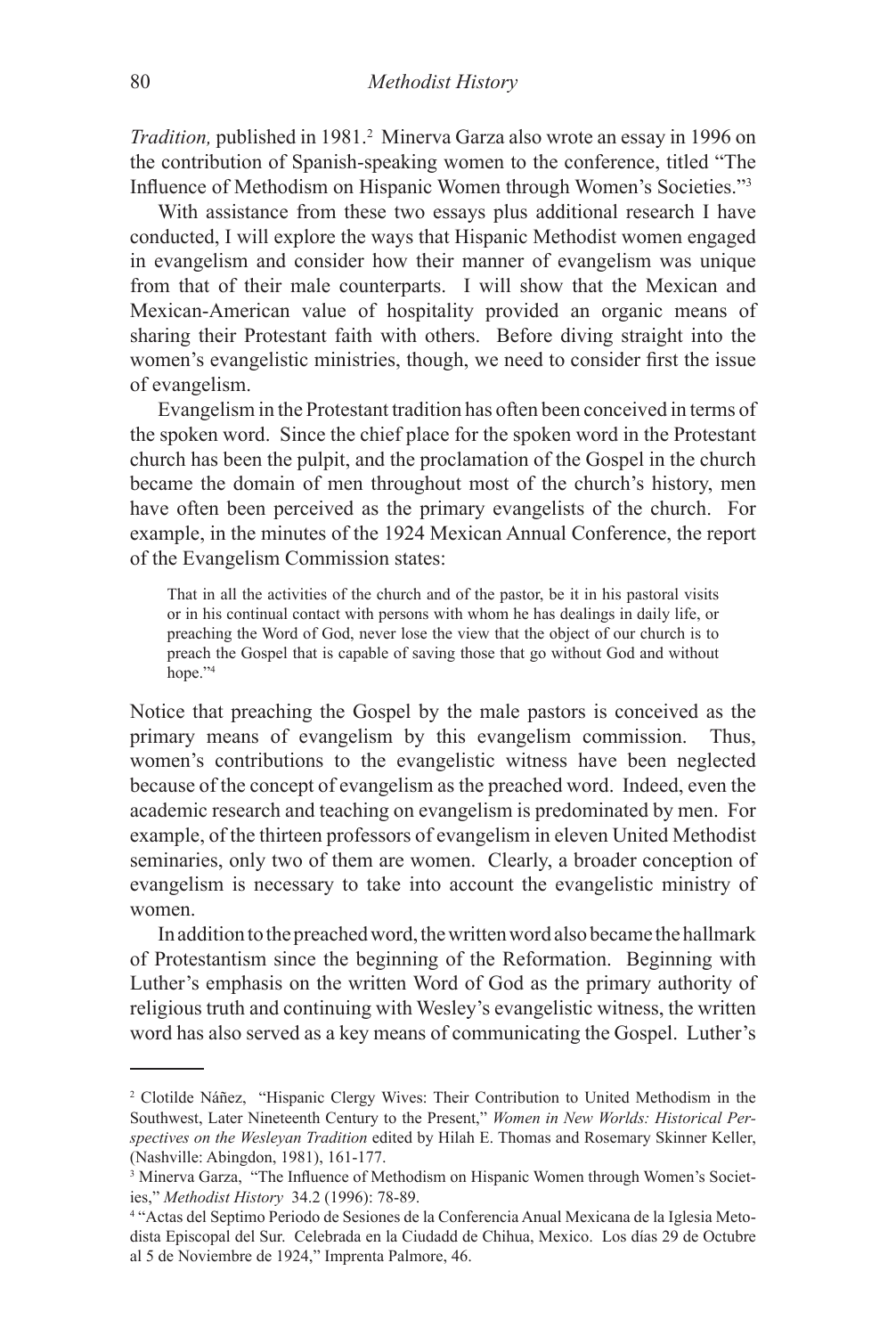*Tradition,* published in 1981.[2] Minerva Garza also wrote an essay in 1996 on the contribution of Spanish-speaking women to the conference, titled "The Influence of Methodism on Hispanic Women through Women's Societies."[3]

With assistance from these two essays plus additional research I have conducted, I will explore the ways that Hispanic Methodist women engaged in evangelism and consider how their manner of evangelism was unique from that of their male counterparts. I will show that the Mexican and Mexican-American value of hospitality provided an organic means of sharing their Protestant faith with others. Before diving straight into the women's evangelistic ministries, though, we need to consider first the issue of evangelism.

Evangelism in the Protestant tradition has often been conceived in terms of the spoken word. Since the chief place for the spoken word in the Protestant church has been the pulpit, and the proclamation of the Gospel in the church became the domain of men throughout most of the church's history, men have often been perceived as the primary evangelists of the church. For example, in the minutes of the 1924 Mexican Annual Conference, the report of the Evangelism Commission states:

> That in all the activities of the church and of the pastor, be it in his pastoral visits or in his continual contact with persons with whom he has dealings in daily life, or preaching the Word of God, never lose the view that the object of our church is to preach the Gospel that is capable of saving those that go without God and without hope."[4]

Notice that preaching the Gospel by the male pastors is conceived as the primary means of evangelism by this evangelism commission. Thus, women's contributions to the evangelistic witness have been neglected because of the concept of evangelism as the preached word. Indeed, even the academic research and teaching on evangelism is predominated by men. For example, of the thirteen professors of evangelism in eleven United Methodist seminaries, only two of them are women. Clearly, a broader conception of evangelism is necessary to take into account the evangelistic ministry of women.

In addition to the preached word, the written word also became the hallmark of Protestantism since the beginning of the Reformation. Beginning with Luther's emphasis on the written Word of God as the primary authority of religious truth and continuing with Wesley's evangelistic witness, the written word has also served as a key means of communicating the Gospel. Luther's

---

[2] Clotilde Náñez, "Hispanic Clergy Wives: Their Contribution to United Methodism in the Southwest, Later Nineteenth Century to the Present," *Women in New Worlds: Historical Perspectives on the Wesleyan Tradition* edited by Hilah E. Thomas and Rosemary Skinner Keller, (Nashville: Abingdon, 1981), 161-177.

[3] Minerva Garza, "The Influence of Methodism on Hispanic Women through Women's Societies," *Methodist History* 34.2 (1996): 78-89.

[4] "Actas del Septimo Periodo de Sesiones de la Conferencia Anual Mexicana de la Iglesia Metodista Episcopal del Sur. Celebrada en la Ciudadd de Chihua, Mexico. Los días 29 de Octubre al 5 de Noviembre de 1924," Imprenta Palmore, 46.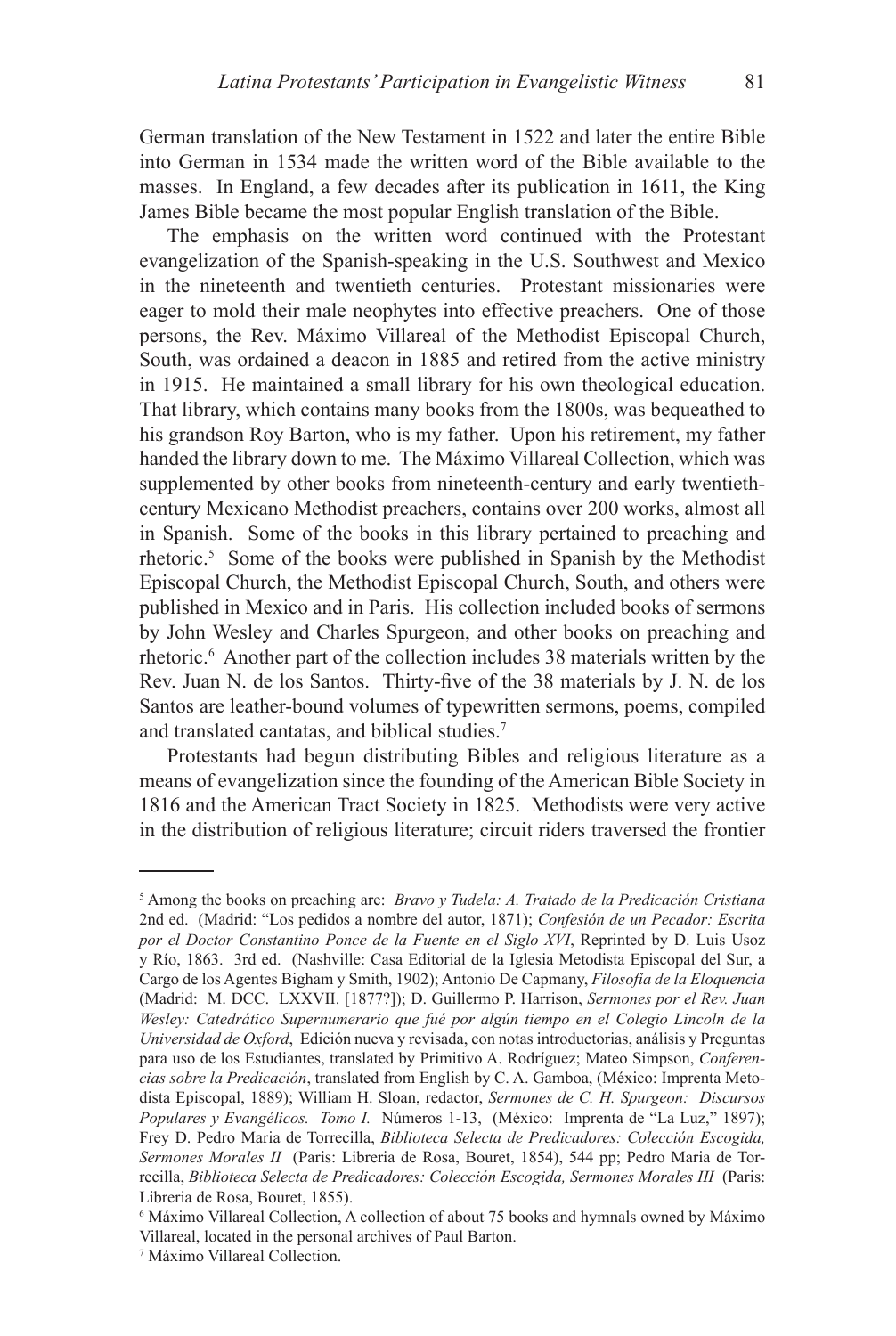German translation of the New Testament in 1522 and later the entire Bible into German in 1534 made the written word of the Bible available to the masses. In England, a few decades after its publication in 1611, the King James Bible became the most popular English translation of the Bible.

The emphasis on the written word continued with the Protestant evangelization of the Spanish-speaking in the U.S. Southwest and Mexico in the nineteenth and twentieth centuries. Protestant missionaries were eager to mold their male neophytes into effective preachers. One of those persons, the Rev. Máximo Villareal of the Methodist Episcopal Church, South, was ordained a deacon in 1885 and retired from the active ministry in 1915. He maintained a small library for his own theological education. That library, which contains many books from the 1800s, was bequeathed to his grandson Roy Barton, who is my father. Upon his retirement, my father handed the library down to me. The Máximo Villareal Collection, which was supplemented by other books from nineteenth-century and early twentieth-century Mexicano Methodist preachers, contains over 200 works, almost all in Spanish. Some of the books in this library pertained to preaching and rhetoric.[5] Some of the books were published in Spanish by the Methodist Episcopal Church, the Methodist Episcopal Church, South, and others were published in Mexico and in Paris. His collection included books of sermons by John Wesley and Charles Spurgeon, and other books on preaching and rhetoric.[6] Another part of the collection includes 38 materials written by the Rev. Juan N. de los Santos. Thirty-five of the 38 materials by J. N. de los Santos are leather-bound volumes of typewritten sermons, poems, compiled and translated cantatas, and biblical studies.[7]

Protestants had begun distributing Bibles and religious literature as a means of evangelization since the founding of the American Bible Society in 1816 and the American Tract Society in 1825. Methodists were very active in the distribution of religious literature; circuit riders traversed the frontier

---

[5] Among the books on preaching are: *Bravo y Tudela: A. Tratado de la Predicación Cristiana* 2nd ed. (Madrid: "Los pedidos a nombre del autor, 1871); *Confesión de un Pecador: Escrita por el Doctor Constantino Ponce de la Fuente en el Siglo XVI*, Reprinted by D. Luis Usoz y Río, 1863. 3rd ed. (Nashville: Casa Editorial de la Iglesia Metodista Episcopal del Sur, a Cargo de los Agentes Bigham y Smith, 1902); Antonio De Capmany, *Filosofía de la Eloquencia* (Madrid: M. DCC. LXXVII. [1877?]); D. Guillermo P. Harrison, *Sermones por el Rev. Juan Wesley: Catedrático Supernumerario que fué por algún tiempo en el Colegio Lincoln de la Universidad de Oxford*, Edición nueva y revisada, con notas introductorias, análisis y Preguntas para uso de los Estudiantes, translated by Primitivo A. Rodríguez; Mateo Simpson, *Conferencias sobre la Predicación*, translated from English by C. A. Gamboa, (México: Imprenta Metodista Episcopal, 1889); William H. Sloan, redactor, *Sermones de C. H. Spurgeon: Discursos Populares y Evangélicos. Tomo I.* Números 1-13, (México: Imprenta de "La Luz," 1897); Frey D. Pedro Maria de Torrecilla, *Biblioteca Selecta de Predicadores: Colección Escogida, Sermones Morales II* (Paris: Libreria de Rosa, Bouret, 1854), 544 pp; Pedro Maria de Torrecilla, *Biblioteca Selecta de Predicadores: Colección Escogida, Sermones Morales III* (Paris: Libreria de Rosa, Bouret, 1855).

[6] Máximo Villareal Collection, A collection of about 75 books and hymnals owned by Máximo Villareal, located in the personal archives of Paul Barton.

[7] Máximo Villareal Collection.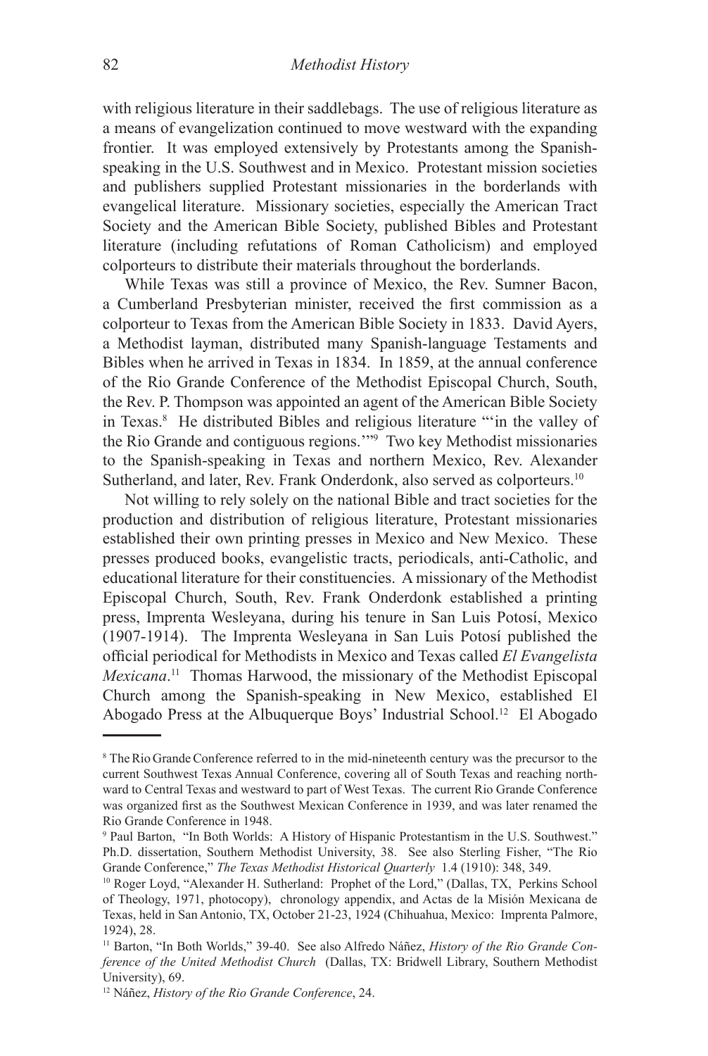with religious literature in their saddlebags. The use of religious literature as a means of evangelization continued to move westward with the expanding frontier. It was employed extensively by Protestants among the Spanish-speaking in the U.S. Southwest and in Mexico. Protestant mission societies and publishers supplied Protestant missionaries in the borderlands with evangelical literature. Missionary societies, especially the American Tract Society and the American Bible Society, published Bibles and Protestant literature (including refutations of Roman Catholicism) and employed colporteurs to distribute their materials throughout the borderlands.

While Texas was still a province of Mexico, the Rev. Sumner Bacon, a Cumberland Presbyterian minister, received the first commission as a colporteur to Texas from the American Bible Society in 1833. David Ayers, a Methodist layman, distributed many Spanish-language Testaments and Bibles when he arrived in Texas in 1834. In 1859, at the annual conference of the Rio Grande Conference of the Methodist Episcopal Church, South, the Rev. P. Thompson was appointed an agent of the American Bible Society in Texas.[8] He distributed Bibles and religious literature "'in the valley of the Rio Grande and contiguous regions.'"[9] Two key Methodist missionaries to the Spanish-speaking in Texas and northern Mexico, Rev. Alexander Sutherland, and later, Rev. Frank Onderdonk, also served as colporteurs.[10]

Not willing to rely solely on the national Bible and tract societies for the production and distribution of religious literature, Protestant missionaries established their own printing presses in Mexico and New Mexico. These presses produced books, evangelistic tracts, periodicals, anti-Catholic, and educational literature for their constituencies. A missionary of the Methodist Episcopal Church, South, Rev. Frank Onderdonk established a printing press, Imprenta Wesleyana, during his tenure in San Luis Potosí, Mexico (1907-1914). The Imprenta Wesleyana in San Luis Potosí published the official periodical for Methodists in Mexico and Texas called *El Evangelista Mexicana*.[11] Thomas Harwood, the missionary of the Methodist Episcopal Church among the Spanish-speaking in New Mexico, established El Abogado Press at the Albuquerque Boys' Industrial School.[12] El Abogado

---

[8] The Rio Grande Conference referred to in the mid-nineteenth century was the precursor to the current Southwest Texas Annual Conference, covering all of South Texas and reaching northward to Central Texas and westward to part of West Texas. The current Rio Grande Conference was organized first as the Southwest Mexican Conference in 1939, and was later renamed the Rio Grande Conference in 1948.

[9] Paul Barton, "In Both Worlds: A History of Hispanic Protestantism in the U.S. Southwest." Ph.D. dissertation, Southern Methodist University, 38. See also Sterling Fisher, "The Rio Grande Conference," *The Texas Methodist Historical Quarterly* 1.4 (1910): 348, 349.

[10] Roger Loyd, "Alexander H. Sutherland: Prophet of the Lord," (Dallas, TX, Perkins School of Theology, 1971, photocopy), chronology appendix, and Actas de la Misión Mexicana de Texas, held in San Antonio, TX, October 21-23, 1924 (Chihuahua, Mexico: Imprenta Palmore, 1924), 28.

[11] Barton, "In Both Worlds," 39-40. See also Alfredo Náñez, *History of the Rio Grande Conference of the United Methodist Church* (Dallas, TX: Bridwell Library, Southern Methodist University), 69.

[12] Náñez, *History of the Rio Grande Conference*, 24.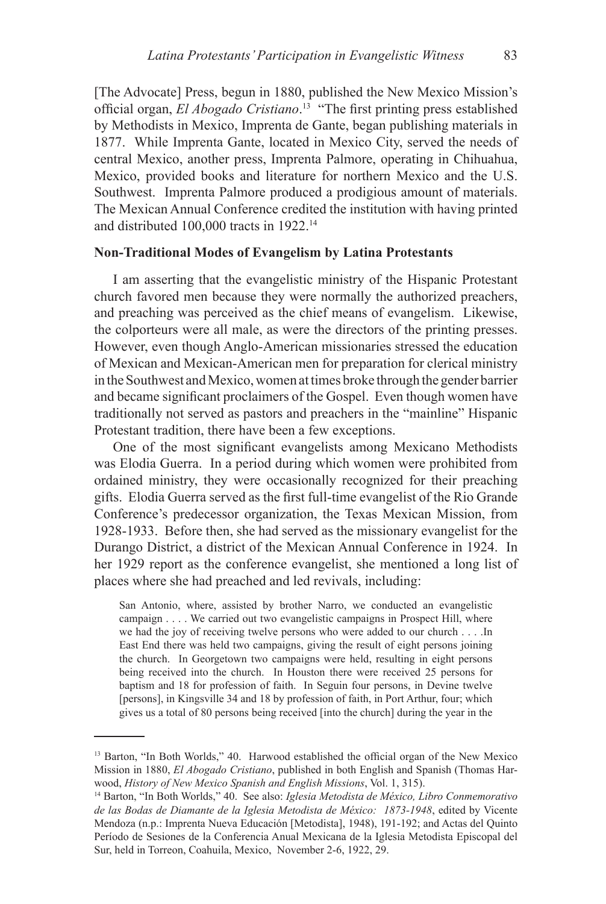[The Advocate] Press, begun in 1880, published the New Mexico Mission's official organ, *El Abogado Cristiano*.[13] "The first printing press established by Methodists in Mexico, Imprenta de Gante, began publishing materials in 1877. While Imprenta Gante, located in Mexico City, served the needs of central Mexico, another press, Imprenta Palmore, operating in Chihuahua, Mexico, provided books and literature for northern Mexico and the U.S. Southwest. Imprenta Palmore produced a prodigious amount of materials. The Mexican Annual Conference credited the institution with having printed and distributed 100,000 tracts in 1922.[14]

**Non-Traditional Modes of Evangelism by Latina Protestants**

I am asserting that the evangelistic ministry of the Hispanic Protestant church favored men because they were normally the authorized preachers, and preaching was perceived as the chief means of evangelism. Likewise, the colporteurs were all male, as were the directors of the printing presses. However, even though Anglo-American missionaries stressed the education of Mexican and Mexican-American men for preparation for clerical ministry in the Southwest and Mexico, women at times broke through the gender barrier and became significant proclaimers of the Gospel. Even though women have traditionally not served as pastors and preachers in the "mainline" Hispanic Protestant tradition, there have been a few exceptions.

One of the most significant evangelists among Mexicano Methodists was Elodia Guerra. In a period during which women were prohibited from ordained ministry, they were occasionally recognized for their preaching gifts. Elodia Guerra served as the first full-time evangelist of the Rio Grande Conference's predecessor organization, the Texas Mexican Mission, from 1928-1933. Before then, she had served as the missionary evangelist for the Durango District, a district of the Mexican Annual Conference in 1924. In her 1929 report as the conference evangelist, she mentioned a long list of places where she had preached and led revivals, including:

> San Antonio, where, assisted by brother Narro, we conducted an evangelistic campaign . . . . We carried out two evangelistic campaigns in Prospect Hill, where we had the joy of receiving twelve persons who were added to our church . . . .In East End there was held two campaigns, giving the result of eight persons joining the church. In Georgetown two campaigns were held, resulting in eight persons being received into the church. In Houston there were received 25 persons for baptism and 18 for profession of faith. In Seguin four persons, in Devine twelve [persons], in Kingsville 34 and 18 by profession of faith, in Port Arthur, four; which gives us a total of 80 persons being received [into the church] during the year in the

---

[13] Barton, "In Both Worlds," 40. Harwood established the official organ of the New Mexico Mission in 1880, *El Abogado Cristiano*, published in both English and Spanish (Thomas Harwood, *History of New Mexico Spanish and English Missions*, Vol. 1, 315).

[14] Barton, "In Both Worlds," 40. See also: *Iglesia Metodista de México, Libro Conmemorativo de las Bodas de Diamante de la Iglesia Metodista de México: 1873-1948*, edited by Vicente Mendoza (n.p.: Imprenta Nueva Educación [Metodista], 1948), 191-192; and Actas del Quinto Período de Sesiones de la Conferencia Anual Mexicana de la Iglesia Metodista Episcopal del Sur, held in Torreon, Coahuila, Mexico, November 2-6, 1922, 29.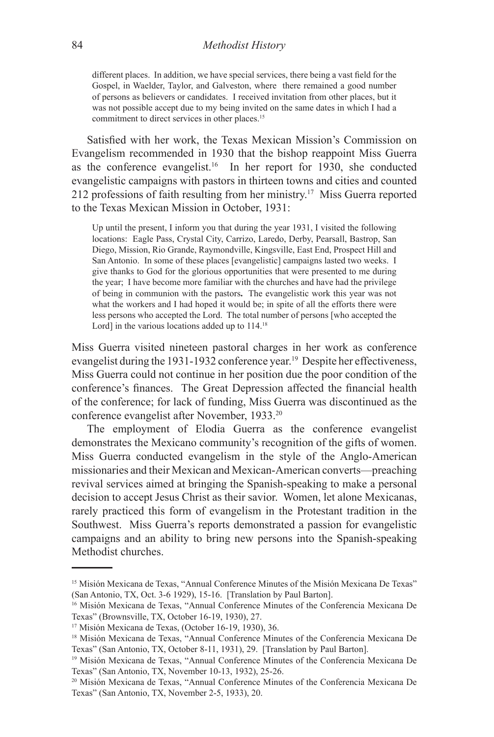different places. In addition, we have special services, there being a vast field for the Gospel, in Waelder, Taylor, and Galveston, where there remained a good number of persons as believers or candidates. I received invitation from other places, but it was not possible accept due to my being invited on the same dates in which I had a commitment to direct services in other places.[15]

Satisfied with her work, the Texas Mexican Mission's Commission on Evangelism recommended in 1930 that the bishop reappoint Miss Guerra as the conference evangelist.[16] In her report for 1930, she conducted evangelistic campaigns with pastors in thirteen towns and cities and counted 212 professions of faith resulting from her ministry.[17] Miss Guerra reported to the Texas Mexican Mission in October, 1931:

> Up until the present, I inform you that during the year 1931, I visited the following locations: Eagle Pass, Crystal City, Carrizo, Laredo, Derby, Pearsall, Bastrop, San Diego, Mission, Rio Grande, Raymondville, Kingsville, East End, Prospect Hill and San Antonio. In some of these places [evangelistic] campaigns lasted two weeks. I give thanks to God for the glorious opportunities that were presented to me during the year; I have become more familiar with the churches and have had the privilege of being in communion with the pastors. The evangelistic work this year was not what the workers and I had hoped it would be; in spite of all the efforts there were less persons who accepted the Lord. The total number of persons [who accepted the Lord] in the various locations added up to 114.[18]

Miss Guerra visited nineteen pastoral charges in her work as conference evangelist during the 1931-1932 conference year.[19] Despite her effectiveness, Miss Guerra could not continue in her position due the poor condition of the conference's finances. The Great Depression affected the financial health of the conference; for lack of funding, Miss Guerra was discontinued as the conference evangelist after November, 1933.[20]

The employment of Elodia Guerra as the conference evangelist demonstrates the Mexicano community's recognition of the gifts of women. Miss Guerra conducted evangelism in the style of the Anglo-American missionaries and their Mexican and Mexican-American converts—preaching revival services aimed at bringing the Spanish-speaking to make a personal decision to accept Jesus Christ as their savior. Women, let alone Mexicanas, rarely practiced this form of evangelism in the Protestant tradition in the Southwest. Miss Guerra's reports demonstrated a passion for evangelistic campaigns and an ability to bring new persons into the Spanish-speaking Methodist churches.

---

[15] Misión Mexicana de Texas, "Annual Conference Minutes of the Misión Mexicana De Texas" (San Antonio, TX, Oct. 3-6 1929), 15-16. [Translation by Paul Barton].

[16] Misión Mexicana de Texas, "Annual Conference Minutes of the Conferencia Mexicana De Texas" (Brownsville, TX, October 16-19, 1930), 27.

[17] Misión Mexicana de Texas, (October 16-19, 1930), 36.

[18] Misión Mexicana de Texas, "Annual Conference Minutes of the Conferencia Mexicana De Texas" (San Antonio, TX, October 8-11, 1931), 29. [Translation by Paul Barton].

[19] Misión Mexicana de Texas, "Annual Conference Minutes of the Conferencia Mexicana De Texas" (San Antonio, TX, November 10-13, 1932), 25-26.

[20] Misión Mexicana de Texas, "Annual Conference Minutes of the Conferencia Mexicana De Texas" (San Antonio, TX, November 2-5, 1933), 20.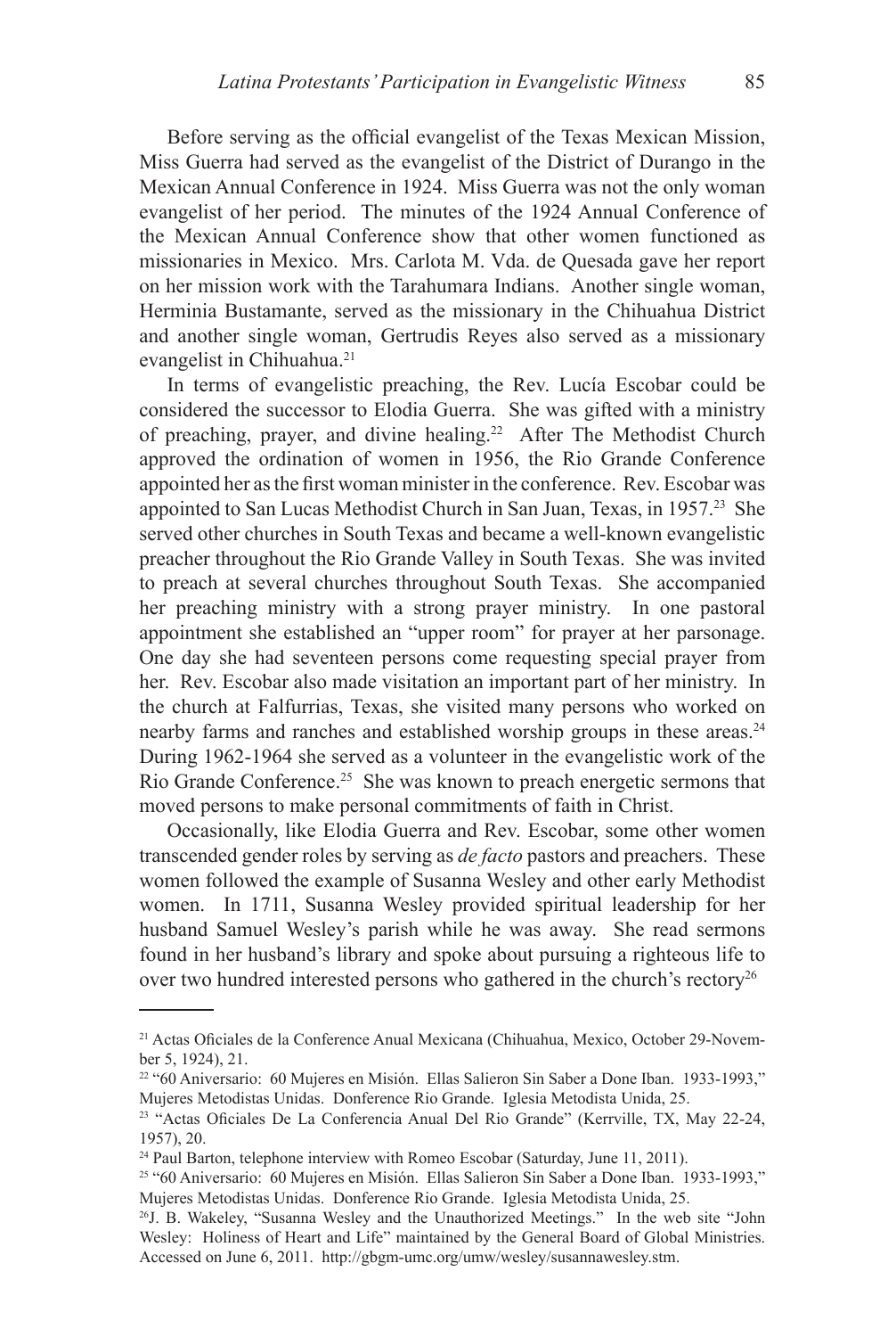Before serving as the official evangelist of the Texas Mexican Mission, Miss Guerra had served as the evangelist of the District of Durango in the Mexican Annual Conference in 1924. Miss Guerra was not the only woman evangelist of her period. The minutes of the 1924 Annual Conference of the Mexican Annual Conference show that other women functioned as missionaries in Mexico. Mrs. Carlota M. Vda. de Quesada gave her report on her mission work with the Tarahumara Indians. Another single woman, Herminia Bustamante, served as the missionary in the Chihuahua District and another single woman, Gertrudis Reyes also served as a missionary evangelist in Chihuahua.[21]

In terms of evangelistic preaching, the Rev. Lucía Escobar could be considered the successor to Elodia Guerra. She was gifted with a ministry of preaching, prayer, and divine healing.[22] After The Methodist Church approved the ordination of women in 1956, the Rio Grande Conference appointed her as the first woman minister in the conference. Rev. Escobar was appointed to San Lucas Methodist Church in San Juan, Texas, in 1957.[23] She served other churches in South Texas and became a well-known evangelistic preacher throughout the Rio Grande Valley in South Texas. She was invited to preach at several churches throughout South Texas. She accompanied her preaching ministry with a strong prayer ministry. In one pastoral appointment she established an "upper room" for prayer at her parsonage. One day she had seventeen persons come requesting special prayer from her. Rev. Escobar also made visitation an important part of her ministry. In the church at Falfurrias, Texas, she visited many persons who worked on nearby farms and ranches and established worship groups in these areas.[24] During 1962-1964 she served as a volunteer in the evangelistic work of the Rio Grande Conference.[25] She was known to preach energetic sermons that moved persons to make personal commitments of faith in Christ.

Occasionally, like Elodia Guerra and Rev. Escobar, some other women transcended gender roles by serving as *de facto* pastors and preachers. These women followed the example of Susanna Wesley and other early Methodist women. In 1711, Susanna Wesley provided spiritual leadership for her husband Samuel Wesley's parish while he was away. She read sermons found in her husband's library and spoke about pursuing a righteous life to over two hundred interested persons who gathered in the church's rectory[26]

---

[21] Actas Oficiales de la Conference Anual Mexicana (Chihuahua, Mexico, October 29-November 5, 1924), 21.

[22] "60 Aniversario: 60 Mujeres en Misión. Ellas Salieron Sin Saber a Done Iban. 1933-1993," Mujeres Metodistas Unidas. Donference Rio Grande. Iglesia Metodista Unida, 25.

[23] "Actas Oficiales De La Conferencia Anual Del Rio Grande" (Kerrville, TX, May 22-24, 1957), 20.

[24] Paul Barton, telephone interview with Romeo Escobar (Saturday, June 11, 2011).

[25] "60 Aniversario: 60 Mujeres en Misión. Ellas Salieron Sin Saber a Done Iban. 1933-1993," Mujeres Metodistas Unidas. Donference Rio Grande. Iglesia Metodista Unida, 25.

[26] J. B. Wakeley, "Susanna Wesley and the Unauthorized Meetings." In the web site "John Wesley: Holiness of Heart and Life" maintained by the General Board of Global Ministries. Accessed on June 6, 2011. http://gbgm-umc.org/umw/wesley/susannawesley.stm.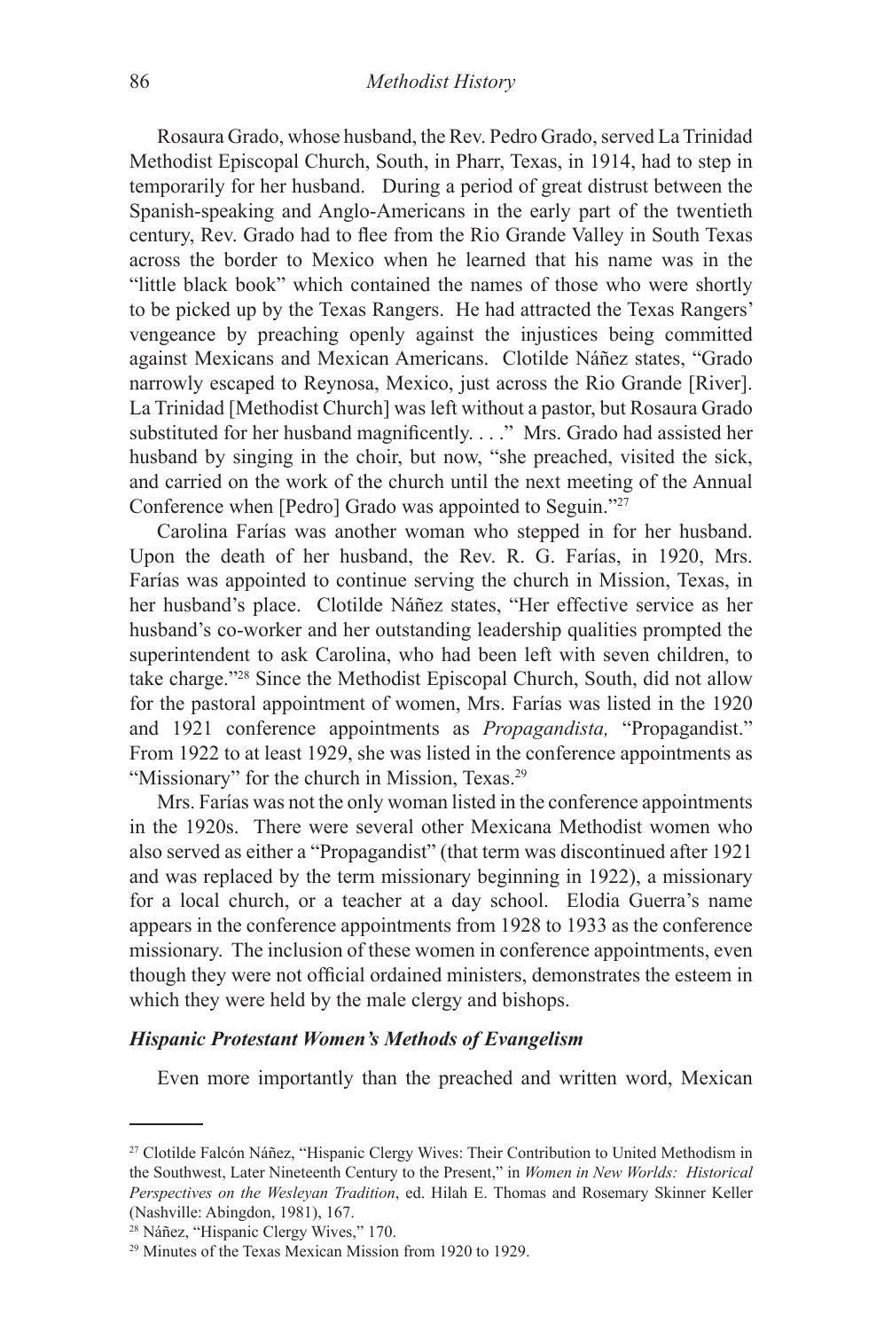Rosaura Grado, whose husband, the Rev. Pedro Grado, served La Trinidad Methodist Episcopal Church, South, in Pharr, Texas, in 1914, had to step in temporarily for her husband. During a period of great distrust between the Spanish-speaking and Anglo-Americans in the early part of the twentieth century, Rev. Grado had to flee from the Rio Grande Valley in South Texas across the border to Mexico when he learned that his name was in the "little black book" which contained the names of those who were shortly to be picked up by the Texas Rangers. He had attracted the Texas Rangers' vengeance by preaching openly against the injustices being committed against Mexicans and Mexican Americans. Clotilde Náñez states, "Grado narrowly escaped to Reynosa, Mexico, just across the Rio Grande [River]. La Trinidad [Methodist Church] was left without a pastor, but Rosaura Grado substituted for her husband magnificently. . . ." Mrs. Grado had assisted her husband by singing in the choir, but now, "she preached, visited the sick, and carried on the work of the church until the next meeting of the Annual Conference when [Pedro] Grado was appointed to Seguin."[27]

Carolina Farías was another woman who stepped in for her husband. Upon the death of her husband, the Rev. R. G. Farías, in 1920, Mrs. Farías was appointed to continue serving the church in Mission, Texas, in her husband's place. Clotilde Náñez states, "Her effective service as her husband's co-worker and her outstanding leadership qualities prompted the superintendent to ask Carolina, who had been left with seven children, to take charge."[28] Since the Methodist Episcopal Church, South, did not allow for the pastoral appointment of women, Mrs. Farías was listed in the 1920 and 1921 conference appointments as *Propagandista,* "Propagandist." From 1922 to at least 1929, she was listed in the conference appointments as "Missionary" for the church in Mission, Texas.[29]

Mrs. Farías was not the only woman listed in the conference appointments in the 1920s. There were several other Mexicana Methodist women who also served as either a "Propagandist" (that term was discontinued after 1921 and was replaced by the term missionary beginning in 1922), a missionary for a local church, or a teacher at a day school. Elodia Guerra's name appears in the conference appointments from 1928 to 1933 as the conference missionary. The inclusion of these women in conference appointments, even though they were not official ordained ministers, demonstrates the esteem in which they were held by the male clergy and bishops.

### *Hispanic Protestant Women's Methods of Evangelism*

Even more importantly than the preached and written word, Mexican

---

[27] Clotilde Falcón Náñez, "Hispanic Clergy Wives: Their Contribution to United Methodism in the Southwest, Later Nineteenth Century to the Present," in *Women in New Worlds: Historical Perspectives on the Wesleyan Tradition*, ed. Hilah E. Thomas and Rosemary Skinner Keller (Nashville: Abingdon, 1981), 167.

[28] Náñez, "Hispanic Clergy Wives," 170.

[29] Minutes of the Texas Mexican Mission from 1920 to 1929.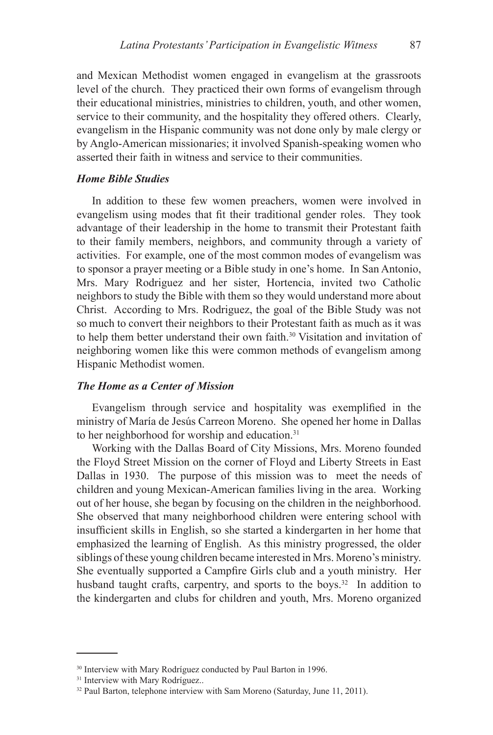and Mexican Methodist women engaged in evangelism at the grassroots level of the church. They practiced their own forms of evangelism through their educational ministries, ministries to children, youth, and other women, service to their community, and the hospitality they offered others. Clearly, evangelism in the Hispanic community was not done only by male clergy or by Anglo-American missionaries; it involved Spanish-speaking women who asserted their faith in witness and service to their communities.

### *Home Bible Studies*

In addition to these few women preachers, women were involved in evangelism using modes that fit their traditional gender roles. They took advantage of their leadership in the home to transmit their Protestant faith to their family members, neighbors, and community through a variety of activities. For example, one of the most common modes of evangelism was to sponsor a prayer meeting or a Bible study in one's home. In San Antonio, Mrs. Mary Rodriguez and her sister, Hortencia, invited two Catholic neighbors to study the Bible with them so they would understand more about Christ. According to Mrs. Rodriguez, the goal of the Bible Study was not so much to convert their neighbors to their Protestant faith as much as it was to help them better understand their own faith.[30] Visitation and invitation of neighboring women like this were common methods of evangelism among Hispanic Methodist women.

### *The Home as a Center of Mission*

Evangelism through service and hospitality was exemplified in the ministry of María de Jesús Carreon Moreno. She opened her home in Dallas to her neighborhood for worship and education.[31]

Working with the Dallas Board of City Missions, Mrs. Moreno founded the Floyd Street Mission on the corner of Floyd and Liberty Streets in East Dallas in 1930. The purpose of this mission was to meet the needs of children and young Mexican-American families living in the area. Working out of her house, she began by focusing on the children in the neighborhood. She observed that many neighborhood children were entering school with insufficient skills in English, so she started a kindergarten in her home that emphasized the learning of English. As this ministry progressed, the older siblings of these young children became interested in Mrs. Moreno's ministry. She eventually supported a Campfire Girls club and a youth ministry. Her husband taught crafts, carpentry, and sports to the boys.[32] In addition to the kindergarten and clubs for children and youth, Mrs. Moreno organized

---

[30] Interview with Mary Rodríguez conducted by Paul Barton in 1996.

[31] Interview with Mary Rodríguez..

[32] Paul Barton, telephone interview with Sam Moreno (Saturday, June 11, 2011).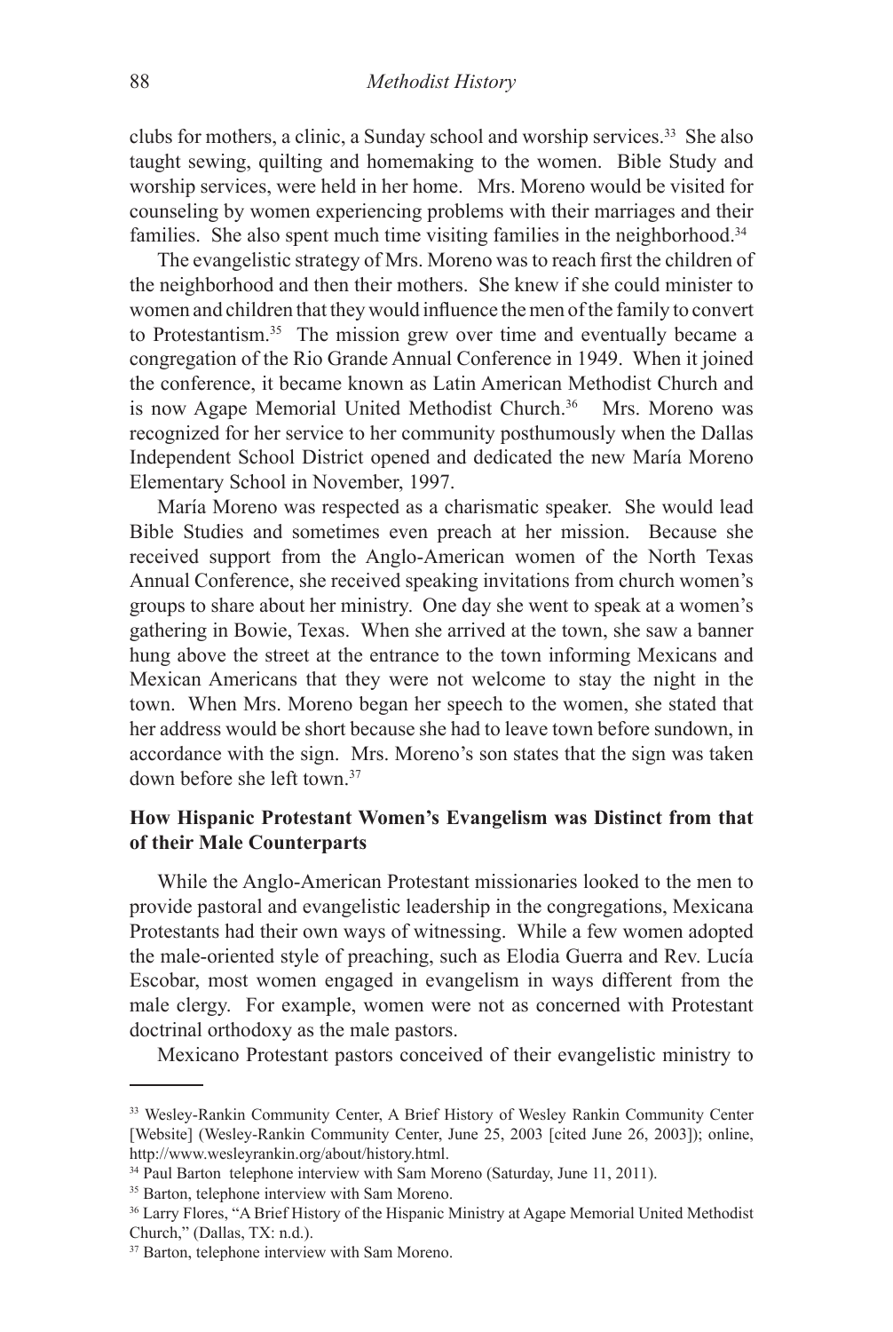clubs for mothers, a clinic, a Sunday school and worship services.[33] She also taught sewing, quilting and homemaking to the women. Bible Study and worship services, were held in her home. Mrs. Moreno would be visited for counseling by women experiencing problems with their marriages and their families. She also spent much time visiting families in the neighborhood.[34]

The evangelistic strategy of Mrs. Moreno was to reach first the children of the neighborhood and then their mothers. She knew if she could minister to women and children that they would influence the men of the family to convert to Protestantism.[35] The mission grew over time and eventually became a congregation of the Rio Grande Annual Conference in 1949. When it joined the conference, it became known as Latin American Methodist Church and is now Agape Memorial United Methodist Church.[36] Mrs. Moreno was recognized for her service to her community posthumously when the Dallas Independent School District opened and dedicated the new María Moreno Elementary School in November, 1997.

María Moreno was respected as a charismatic speaker. She would lead Bible Studies and sometimes even preach at her mission. Because she received support from the Anglo-American women of the North Texas Annual Conference, she received speaking invitations from church women's groups to share about her ministry. One day she went to speak at a women's gathering in Bowie, Texas. When she arrived at the town, she saw a banner hung above the street at the entrance to the town informing Mexicans and Mexican Americans that they were not welcome to stay the night in the town. When Mrs. Moreno began her speech to the women, she stated that her address would be short because she had to leave town before sundown, in accordance with the sign. Mrs. Moreno's son states that the sign was taken down before she left town.[37]

### How Hispanic Protestant Women's Evangelism was Distinct from that of their Male Counterparts

While the Anglo-American Protestant missionaries looked to the men to provide pastoral and evangelistic leadership in the congregations, Mexicana Protestants had their own ways of witnessing. While a few women adopted the male-oriented style of preaching, such as Elodia Guerra and Rev. Lucía Escobar, most women engaged in evangelism in ways different from the male clergy. For example, women were not as concerned with Protestant doctrinal orthodoxy as the male pastors.

Mexicano Protestant pastors conceived of their evangelistic ministry to

---

[33] Wesley-Rankin Community Center, A Brief History of Wesley Rankin Community Center [Website] (Wesley-Rankin Community Center, June 25, 2003 [cited June 26, 2003]); online, http://www.wesleyrankin.org/about/history.html.

[34] Paul Barton telephone interview with Sam Moreno (Saturday, June 11, 2011).

[35] Barton, telephone interview with Sam Moreno.

[36] Larry Flores, "A Brief History of the Hispanic Ministry at Agape Memorial United Methodist Church," (Dallas, TX: n.d.).

[37] Barton, telephone interview with Sam Moreno.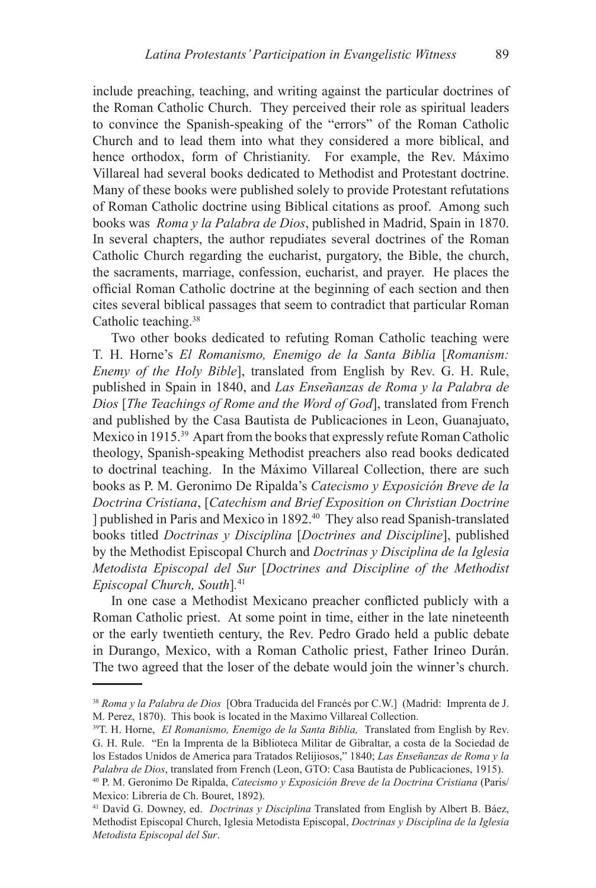include preaching, teaching, and writing against the particular doctrines of the Roman Catholic Church. They perceived their role as spiritual leaders to convince the Spanish-speaking of the "errors" of the Roman Catholic Church and to lead them into what they considered a more biblical, and hence orthodox, form of Christianity. For example, the Rev. Máximo Villareal had several books dedicated to Methodist and Protestant doctrine. Many of these books were published solely to provide Protestant refutations of Roman Catholic doctrine using Biblical citations as proof. Among such books was *Roma y la Palabra de Dios*, published in Madrid, Spain in 1870. In several chapters, the author repudiates several doctrines of the Roman Catholic Church regarding the eucharist, purgatory, the Bible, the church, the sacraments, marriage, confession, eucharist, and prayer. He places the official Roman Catholic doctrine at the beginning of each section and then cites several biblical passages that seem to contradict that particular Roman Catholic teaching.[38]

Two other books dedicated to refuting Roman Catholic teaching were T. H. Horne's *El Romanismo, Enemigo de la Santa Biblia* [*Romanism: Enemy of the Holy Bible*], translated from English by Rev. G. H. Rule, published in Spain in 1840, and *Las Enseñanzas de Roma y la Palabra de Dios* [*The Teachings of Rome and the Word of God*], translated from French and published by the Casa Bautista de Publicaciones in Leon, Guanajuato, Mexico in 1915.[39] Apart from the books that expressly refute Roman Catholic theology, Spanish-speaking Methodist preachers also read books dedicated to doctrinal teaching. In the Máximo Villareal Collection, there are such books as P. M. Geronimo De Ripalda's *Catecismo y Exposición Breve de la Doctrina Cristiana*, [*Catechism and Brief Exposition on Christian Doctrine* ] published in Paris and Mexico in 1892.[40] They also read Spanish-translated books titled *Doctrinas y Disciplina* [*Doctrines and Discipline*], published by the Methodist Episcopal Church and *Doctrinas y Disciplina de la Iglesia Metodista Episcopal del Sur* [*Doctrines and Discipline of the Methodist Episcopal Church, South*].[41]

In one case a Methodist Mexicano preacher conflicted publicly with a Roman Catholic priest. At some point in time, either in the late nineteenth or the early twentieth century, the Rev. Pedro Grado held a public debate in Durango, Mexico, with a Roman Catholic priest, Father Irineo Durán. The two agreed that the loser of the debate would join the winner's church.

---

[38] *Roma y la Palabra de Dios* [Obra Traducida del Francés por C.W.] (Madrid: Imprenta de J. M. Perez, 1870). This book is located in the Maximo Villareal Collection.

[39] T. H. Horne, *El Romanismo, Enemigo de la Santa Biblia,* Translated from English by Rev. G. H. Rule. "En la Imprenta de la Biblioteca Militar de Gibraltar, a costa de la Sociedad de los Estados Unidos de America para Tratados Relijiosos," 1840; *Las Enseñanzas de Roma y la Palabra de Dios*, translated from French (Leon, GTO: Casa Bautista de Publicaciones, 1915).

[40] P. M. Geronimo De Ripalda, *Catecismo y Exposición Breve de la Doctrina Cristiana* (Paris/ Mexico: Libreria de Ch. Bouret, 1892).

[41] David G. Downey, ed. *Doctrinas y Disciplina* Translated from English by Albert B. Báez, Methodist Episcopal Church, Iglesia Metodista Episcopal, *Doctrinas y Disciplina de la Iglesia Metodista Episcopal del Sur*.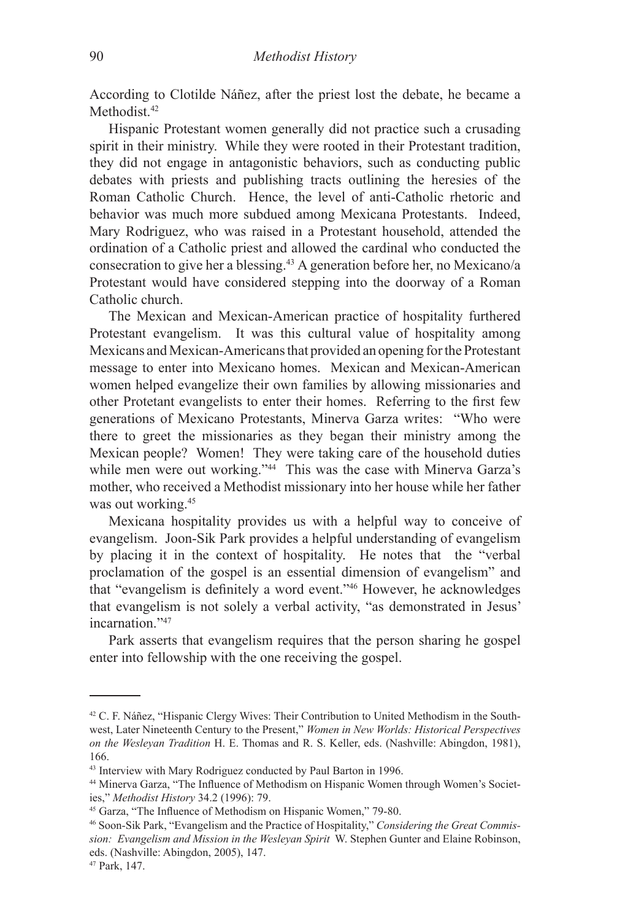According to Clotilde Náñez, after the priest lost the debate, he became a Methodist.[42]

Hispanic Protestant women generally did not practice such a crusading spirit in their ministry. While they were rooted in their Protestant tradition, they did not engage in antagonistic behaviors, such as conducting public debates with priests and publishing tracts outlining the heresies of the Roman Catholic Church. Hence, the level of anti-Catholic rhetoric and behavior was much more subdued among Mexicana Protestants. Indeed, Mary Rodriguez, who was raised in a Protestant household, attended the ordination of a Catholic priest and allowed the cardinal who conducted the consecration to give her a blessing.[43] A generation before her, no Mexicano/a Protestant would have considered stepping into the doorway of a Roman Catholic church.

The Mexican and Mexican-American practice of hospitality furthered Protestant evangelism. It was this cultural value of hospitality among Mexicans and Mexican-Americans that provided an opening for the Protestant message to enter into Mexicano homes. Mexican and Mexican-American women helped evangelize their own families by allowing missionaries and other Protetant evangelists to enter their homes. Referring to the first few generations of Mexicano Protestants, Minerva Garza writes: "Who were there to greet the missionaries as they began their ministry among the Mexican people? Women! They were taking care of the household duties while men were out working."[44] This was the case with Minerva Garza's mother, who received a Methodist missionary into her house while her father was out working.[45]

Mexicana hospitality provides us with a helpful way to conceive of evangelism. Joon-Sik Park provides a helpful understanding of evangelism by placing it in the context of hospitality. He notes that the "verbal proclamation of the gospel is an essential dimension of evangelism" and that "evangelism is definitely a word event."[46] However, he acknowledges that evangelism is not solely a verbal activity, "as demonstrated in Jesus' incarnation."[47]

Park asserts that evangelism requires that the person sharing he gospel enter into fellowship with the one receiving the gospel.

---

[42] C. F. Náñez, "Hispanic Clergy Wives: Their Contribution to United Methodism in the Southwest, Later Nineteenth Century to the Present," *Women in New Worlds: Historical Perspectives on the Wesleyan Tradition* H. E. Thomas and R. S. Keller, eds. (Nashville: Abingdon, 1981), 166.

[43] Interview with Mary Rodriguez conducted by Paul Barton in 1996.

[44] Minerva Garza, "The Influence of Methodism on Hispanic Women through Women's Societies," *Methodist History* 34.2 (1996): 79.

[45] Garza, "The Influence of Methodism on Hispanic Women," 79-80.

[46] Soon-Sik Park, "Evangelism and the Practice of Hospitality," *Considering the Great Commission: Evangelism and Mission in the Wesleyan Spirit* W. Stephen Gunter and Elaine Robinson, eds. (Nashville: Abingdon, 2005), 147.

[47] Park, 147.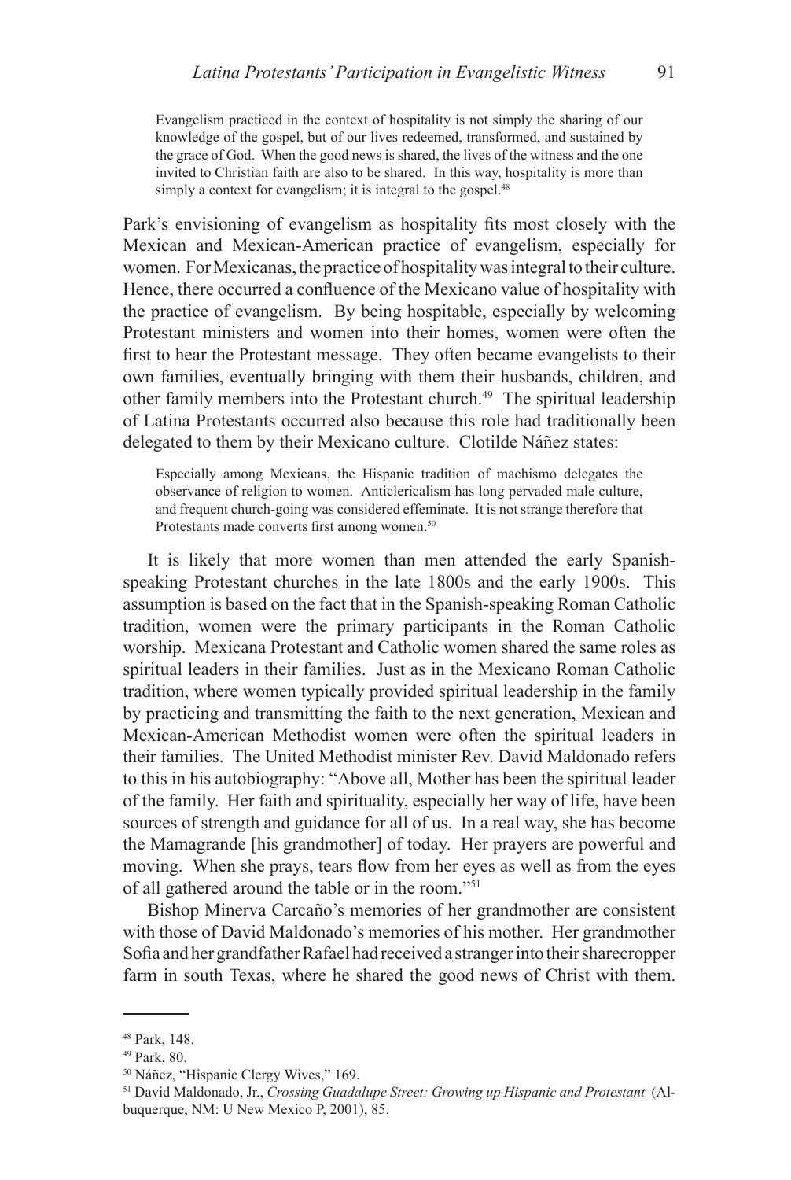> Evangelism practiced in the context of hospitality is not simply the sharing of our knowledge of the gospel, but of our lives redeemed, transformed, and sustained by the grace of God. When the good news is shared, the lives of the witness and the one invited to Christian faith are also to be shared. In this way, hospitality is more than simply a context for evangelism; it is integral to the gospel.[48]

Park's envisioning of evangelism as hospitality fits most closely with the Mexican and Mexican-American practice of evangelism, especially for women. For Mexicanas, the practice of hospitality was integral to their culture. Hence, there occurred a confluence of the Mexicano value of hospitality with the practice of evangelism. By being hospitable, especially by welcoming Protestant ministers and women into their homes, women were often the first to hear the Protestant message. They often became evangelists to their own families, eventually bringing with them their husbands, children, and other family members into the Protestant church.[49] The spiritual leadership of Latina Protestants occurred also because this role had traditionally been delegated to them by their Mexicano culture. Clotilde Náñez states:

> Especially among Mexicans, the Hispanic tradition of machismo delegates the observance of religion to women. Anticlericalism has long pervaded male culture, and frequent church-going was considered effeminate. It is not strange therefore that Protestants made converts first among women.[50]

It is likely that more women than men attended the early Spanish-speaking Protestant churches in the late 1800s and the early 1900s. This assumption is based on the fact that in the Spanish-speaking Roman Catholic tradition, women were the primary participants in the Roman Catholic worship. Mexicana Protestant and Catholic women shared the same roles as spiritual leaders in their families. Just as in the Mexicano Roman Catholic tradition, where women typically provided spiritual leadership in the family by practicing and transmitting the faith to the next generation, Mexican and Mexican-American Methodist women were often the spiritual leaders in their families. The United Methodist minister Rev. David Maldonado refers to this in his autobiography: "Above all, Mother has been the spiritual leader of the family. Her faith and spirituality, especially her way of life, have been sources of strength and guidance for all of us. In a real way, she has become the Mamagrande [his grandmother] of today. Her prayers are powerful and moving. When she prays, tears flow from her eyes as well as from the eyes of all gathered around the table or in the room."[51]

Bishop Minerva Carcaño's memories of her grandmother are consistent with those of David Maldonado's memories of his mother. Her grandmother Sofia and her grandfather Rafael had received a stranger into their sharecropper farm in south Texas, where he shared the good news of Christ with them.

---

[48] Park, 148.

[49] Park, 80.

[50] Náñez, "Hispanic Clergy Wives," 169.

[51] David Maldonado, Jr., *Crossing Guadalupe Street: Growing up Hispanic and Protestant* (Albuquerque, NM: U New Mexico P, 2001), 85.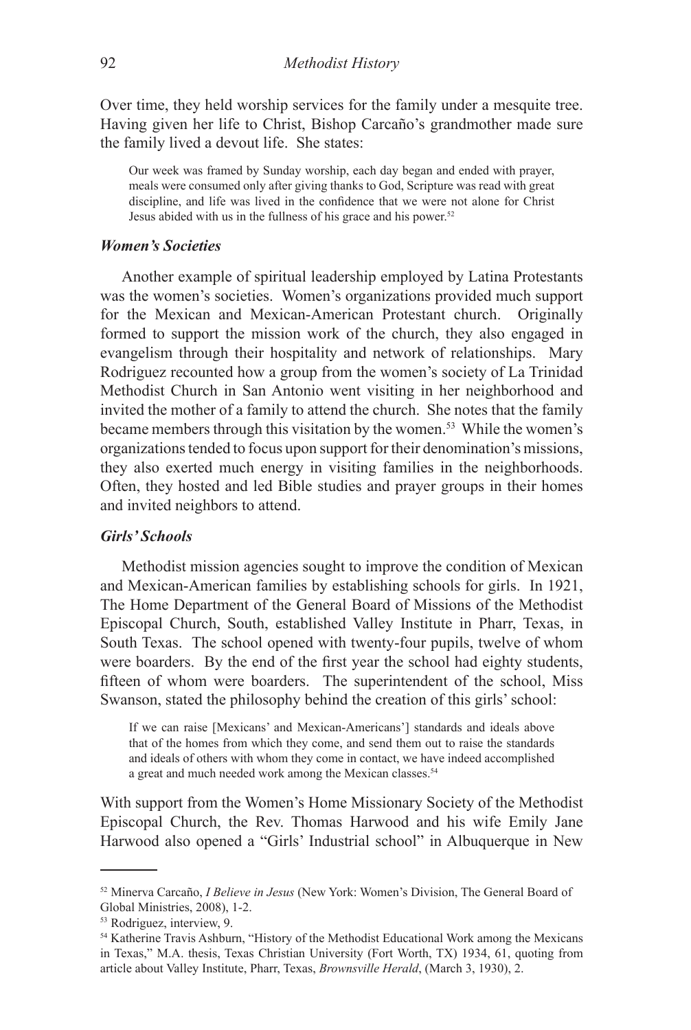Over time, they held worship services for the family under a mesquite tree. Having given her life to Christ, Bishop Carcaño's grandmother made sure the family lived a devout life. She states:

> Our week was framed by Sunday worship, each day began and ended with prayer, meals were consumed only after giving thanks to God, Scripture was read with great discipline, and life was lived in the confidence that we were not alone for Christ Jesus abided with us in the fullness of his grace and his power.[52]

### *Women's Societies*

Another example of spiritual leadership employed by Latina Protestants was the women's societies. Women's organizations provided much support for the Mexican and Mexican-American Protestant church. Originally formed to support the mission work of the church, they also engaged in evangelism through their hospitality and network of relationships. Mary Rodriguez recounted how a group from the women's society of La Trinidad Methodist Church in San Antonio went visiting in her neighborhood and invited the mother of a family to attend the church. She notes that the family became members through this visitation by the women.[53] While the women's organizations tended to focus upon support for their denomination's missions, they also exerted much energy in visiting families in the neighborhoods. Often, they hosted and led Bible studies and prayer groups in their homes and invited neighbors to attend.

### *Girls' Schools*

Methodist mission agencies sought to improve the condition of Mexican and Mexican-American families by establishing schools for girls. In 1921, The Home Department of the General Board of Missions of the Methodist Episcopal Church, South, established Valley Institute in Pharr, Texas, in South Texas. The school opened with twenty-four pupils, twelve of whom were boarders. By the end of the first year the school had eighty students, fifteen of whom were boarders. The superintendent of the school, Miss Swanson, stated the philosophy behind the creation of this girls' school:

> If we can raise [Mexicans' and Mexican-Americans'] standards and ideals above that of the homes from which they come, and send them out to raise the standards and ideals of others with whom they come in contact, we have indeed accomplished a great and much needed work among the Mexican classes.[54]

With support from the Women's Home Missionary Society of the Methodist Episcopal Church, the Rev. Thomas Harwood and his wife Emily Jane Harwood also opened a "Girls' Industrial school" in Albuquerque in New

---

[52] Minerva Carcaño, *I Believe in Jesus* (New York: Women's Division, The General Board of Global Ministries, 2008), 1-2.

[53] Rodriguez, interview, 9.

[54] Katherine Travis Ashburn, "History of the Methodist Educational Work among the Mexicans in Texas," M.A. thesis, Texas Christian University (Fort Worth, TX) 1934, 61, quoting from article about Valley Institute, Pharr, Texas, *Brownsville Herald*, (March 3, 1930), 2.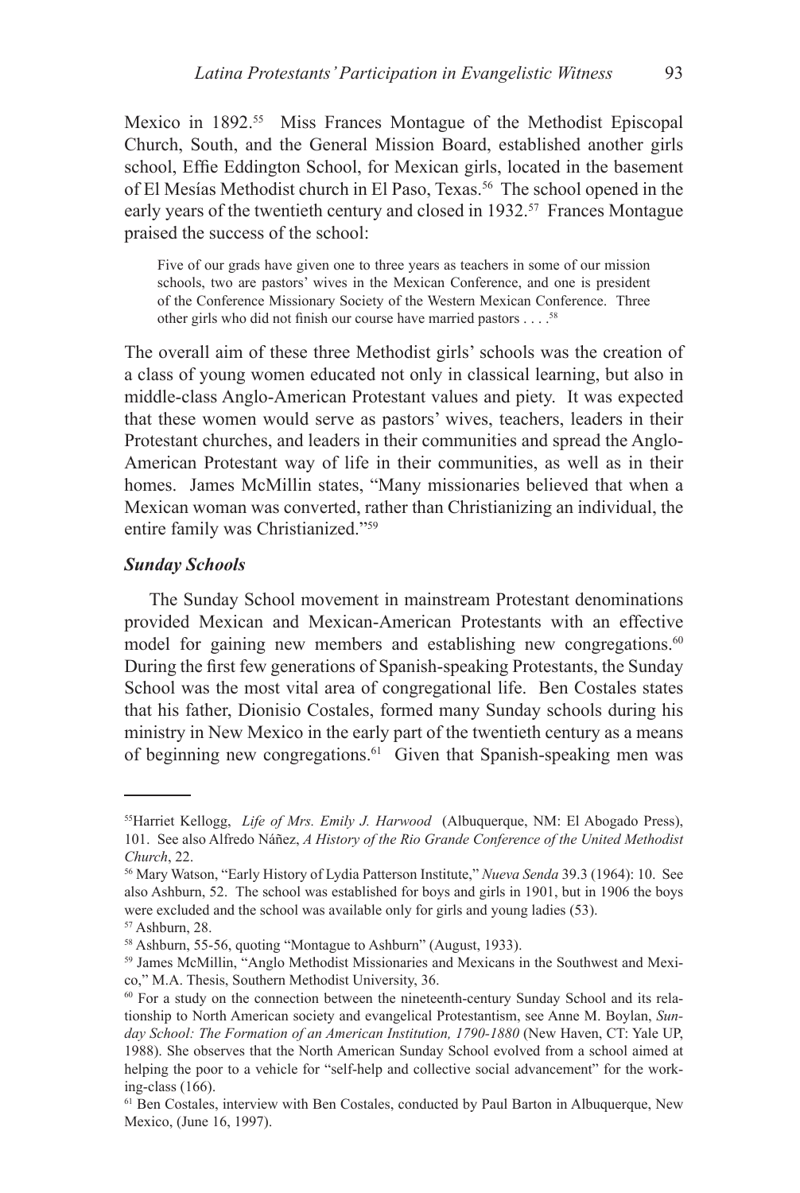Mexico in 1892.[55] Miss Frances Montague of the Methodist Episcopal Church, South, and the General Mission Board, established another girls school, Effie Eddington School, for Mexican girls, located in the basement of El Mesías Methodist church in El Paso, Texas.[56] The school opened in the early years of the twentieth century and closed in 1932.[57] Frances Montague praised the success of the school:

> Five of our grads have given one to three years as teachers in some of our mission schools, two are pastors' wives in the Mexican Conference, and one is president of the Conference Missionary Society of the Western Mexican Conference. Three other girls who did not finish our course have married pastors . . . .[58]

The overall aim of these three Methodist girls' schools was the creation of a class of young women educated not only in classical learning, but also in middle-class Anglo-American Protestant values and piety. It was expected that these women would serve as pastors' wives, teachers, leaders in their Protestant churches, and leaders in their communities and spread the Anglo-American Protestant way of life in their communities, as well as in their homes. James McMillin states, "Many missionaries believed that when a Mexican woman was converted, rather than Christianizing an individual, the entire family was Christianized."[59]

### *Sunday Schools*

The Sunday School movement in mainstream Protestant denominations provided Mexican and Mexican-American Protestants with an effective model for gaining new members and establishing new congregations.[60] During the first few generations of Spanish-speaking Protestants, the Sunday School was the most vital area of congregational life. Ben Costales states that his father, Dionisio Costales, formed many Sunday schools during his ministry in New Mexico in the early part of the twentieth century as a means of beginning new congregations.[61] Given that Spanish-speaking men was

---

[55] Harriet Kellogg, *Life of Mrs. Emily J. Harwood* (Albuquerque, NM: El Abogado Press), 101. See also Alfredo Náñez, *A History of the Rio Grande Conference of the United Methodist Church*, 22.

[56] Mary Watson, "Early History of Lydia Patterson Institute," *Nueva Senda* 39.3 (1964): 10. See also Ashburn, 52. The school was established for boys and girls in 1901, but in 1906 the boys were excluded and the school was available only for girls and young ladies (53).

[57] Ashburn, 28.

[58] Ashburn, 55-56, quoting "Montague to Ashburn" (August, 1933).

[59] James McMillin, "Anglo Methodist Missionaries and Mexicans in the Southwest and Mexico," M.A. Thesis, Southern Methodist University, 36.

[60] For a study on the connection between the nineteenth-century Sunday School and its relationship to North American society and evangelical Protestantism, see Anne M. Boylan, *Sunday School: The Formation of an American Institution, 1790-1880* (New Haven, CT: Yale UP, 1988). She observes that the North American Sunday School evolved from a school aimed at helping the poor to a vehicle for "self-help and collective social advancement" for the working-class (166).

[61] Ben Costales, interview with Ben Costales, conducted by Paul Barton in Albuquerque, New Mexico, (June 16, 1997).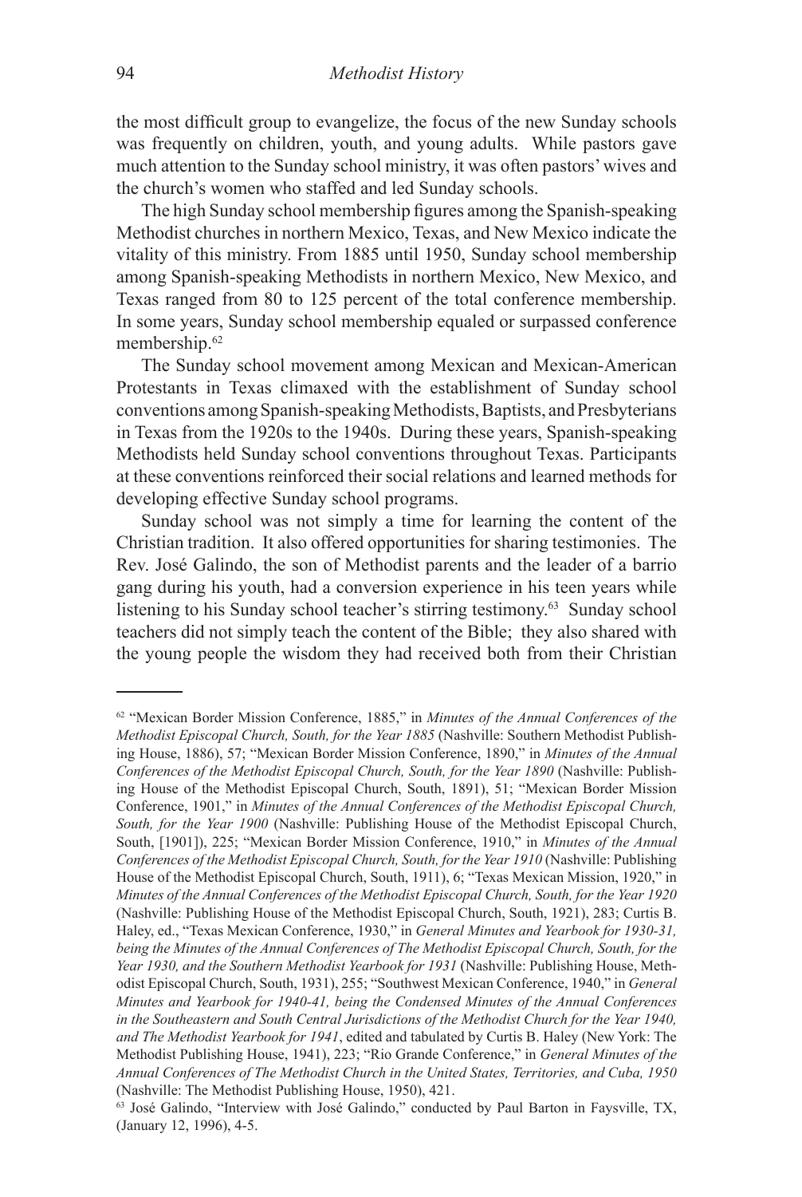the most difficult group to evangelize, the focus of the new Sunday schools was frequently on children, youth, and young adults. While pastors gave much attention to the Sunday school ministry, it was often pastors' wives and the church's women who staffed and led Sunday schools.

The high Sunday school membership figures among the Spanish-speaking Methodist churches in northern Mexico, Texas, and New Mexico indicate the vitality of this ministry. From 1885 until 1950, Sunday school membership among Spanish-speaking Methodists in northern Mexico, New Mexico, and Texas ranged from 80 to 125 percent of the total conference membership. In some years, Sunday school membership equaled or surpassed conference membership.[62]

The Sunday school movement among Mexican and Mexican-American Protestants in Texas climaxed with the establishment of Sunday school conventions among Spanish-speaking Methodists, Baptists, and Presbyterians in Texas from the 1920s to the 1940s. During these years, Spanish-speaking Methodists held Sunday school conventions throughout Texas. Participants at these conventions reinforced their social relations and learned methods for developing effective Sunday school programs.

Sunday school was not simply a time for learning the content of the Christian tradition. It also offered opportunities for sharing testimonies. The Rev. José Galindo, the son of Methodist parents and the leader of a barrio gang during his youth, had a conversion experience in his teen years while listening to his Sunday school teacher's stirring testimony.[63] Sunday school teachers did not simply teach the content of the Bible; they also shared with the young people the wisdom they had received both from their Christian

---

[62] "Mexican Border Mission Conference, 1885," in *Minutes of the Annual Conferences of the Methodist Episcopal Church, South, for the Year 1885* (Nashville: Southern Methodist Publishing House, 1886), 57; "Mexican Border Mission Conference, 1890," in *Minutes of the Annual Conferences of the Methodist Episcopal Church, South, for the Year 1890* (Nashville: Publishing House of the Methodist Episcopal Church, South, 1891), 51; "Mexican Border Mission Conference, 1901," in *Minutes of the Annual Conferences of the Methodist Episcopal Church, South, for the Year 1900* (Nashville: Publishing House of the Methodist Episcopal Church, South, [1901]), 225; "Mexican Border Mission Conference, 1910," in *Minutes of the Annual Conferences of the Methodist Episcopal Church, South, for the Year 1910* (Nashville: Publishing House of the Methodist Episcopal Church, South, 1911), 6; "Texas Mexican Mission, 1920," in *Minutes of the Annual Conferences of the Methodist Episcopal Church, South, for the Year 1920* (Nashville: Publishing House of the Methodist Episcopal Church, South, 1921), 283; Curtis B. Haley, ed., "Texas Mexican Conference, 1930," in *General Minutes and Yearbook for 1930-31, being the Minutes of the Annual Conferences of The Methodist Episcopal Church, South, for the Year 1930, and the Southern Methodist Yearbook for 1931* (Nashville: Publishing House, Methodist Episcopal Church, South, 1931), 255; "Southwest Mexican Conference, 1940," in *General Minutes and Yearbook for 1940-41, being the Condensed Minutes of the Annual Conferences in the Southeastern and South Central Jurisdictions of the Methodist Church for the Year 1940, and The Methodist Yearbook for 1941*, edited and tabulated by Curtis B. Haley (New York: The Methodist Publishing House, 1941), 223; "Rio Grande Conference," in *General Minutes of the Annual Conferences of The Methodist Church in the United States, Territories, and Cuba, 1950* (Nashville: The Methodist Publishing House, 1950), 421.

[63] José Galindo, "Interview with José Galindo," conducted by Paul Barton in Faysville, TX, (January 12, 1996), 4-5.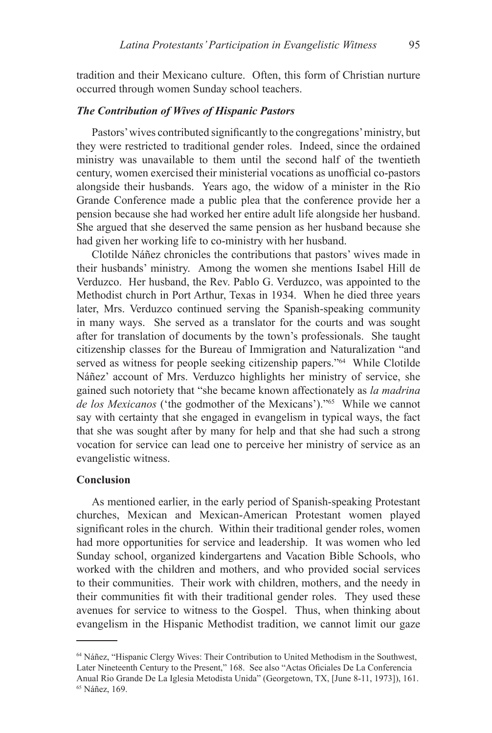tradition and their Mexicano culture. Often, this form of Christian nurture occurred through women Sunday school teachers.

### *The Contribution of Wives of Hispanic Pastors*

Pastors' wives contributed significantly to the congregations' ministry, but they were restricted to traditional gender roles. Indeed, since the ordained ministry was unavailable to them until the second half of the twentieth century, women exercised their ministerial vocations as unofficial co-pastors alongside their husbands. Years ago, the widow of a minister in the Rio Grande Conference made a public plea that the conference provide her a pension because she had worked her entire adult life alongside her husband. She argued that she deserved the same pension as her husband because she had given her working life to co-ministry with her husband.

Clotilde Náñez chronicles the contributions that pastors' wives made in their husbands' ministry. Among the women she mentions Isabel Hill de Verduzco. Her husband, the Rev. Pablo G. Verduzco, was appointed to the Methodist church in Port Arthur, Texas in 1934. When he died three years later, Mrs. Verduzco continued serving the Spanish-speaking community in many ways. She served as a translator for the courts and was sought after for translation of documents by the town's professionals. She taught citizenship classes for the Bureau of Immigration and Naturalization "and served as witness for people seeking citizenship papers."[64] While Clotilde Náñez' account of Mrs. Verduzco highlights her ministry of service, she gained such notoriety that "she became known affectionately as *la madrina de los Mexicanos* ('the godmother of the Mexicans')."[65] While we cannot say with certainty that she engaged in evangelism in typical ways, the fact that she was sought after by many for help and that she had such a strong vocation for service can lead one to perceive her ministry of service as an evangelistic witness.

## Conclusion

As mentioned earlier, in the early period of Spanish-speaking Protestant churches, Mexican and Mexican-American Protestant women played significant roles in the church. Within their traditional gender roles, women had more opportunities for service and leadership. It was women who led Sunday school, organized kindergartens and Vacation Bible Schools, who worked with the children and mothers, and who provided social services to their communities. Their work with children, mothers, and the needy in their communities fit with their traditional gender roles. They used these avenues for service to witness to the Gospel. Thus, when thinking about evangelism in the Hispanic Methodist tradition, we cannot limit our gaze

---

[64] Náñez, "Hispanic Clergy Wives: Their Contribution to United Methodism in the Southwest, Later Nineteenth Century to the Present," 168. See also "Actas Oficiales De La Conferencia Anual Rio Grande De La Iglesia Metodista Unida" (Georgetown, TX, [June 8-11, 1973]), 161.

[65] Náñez, 169.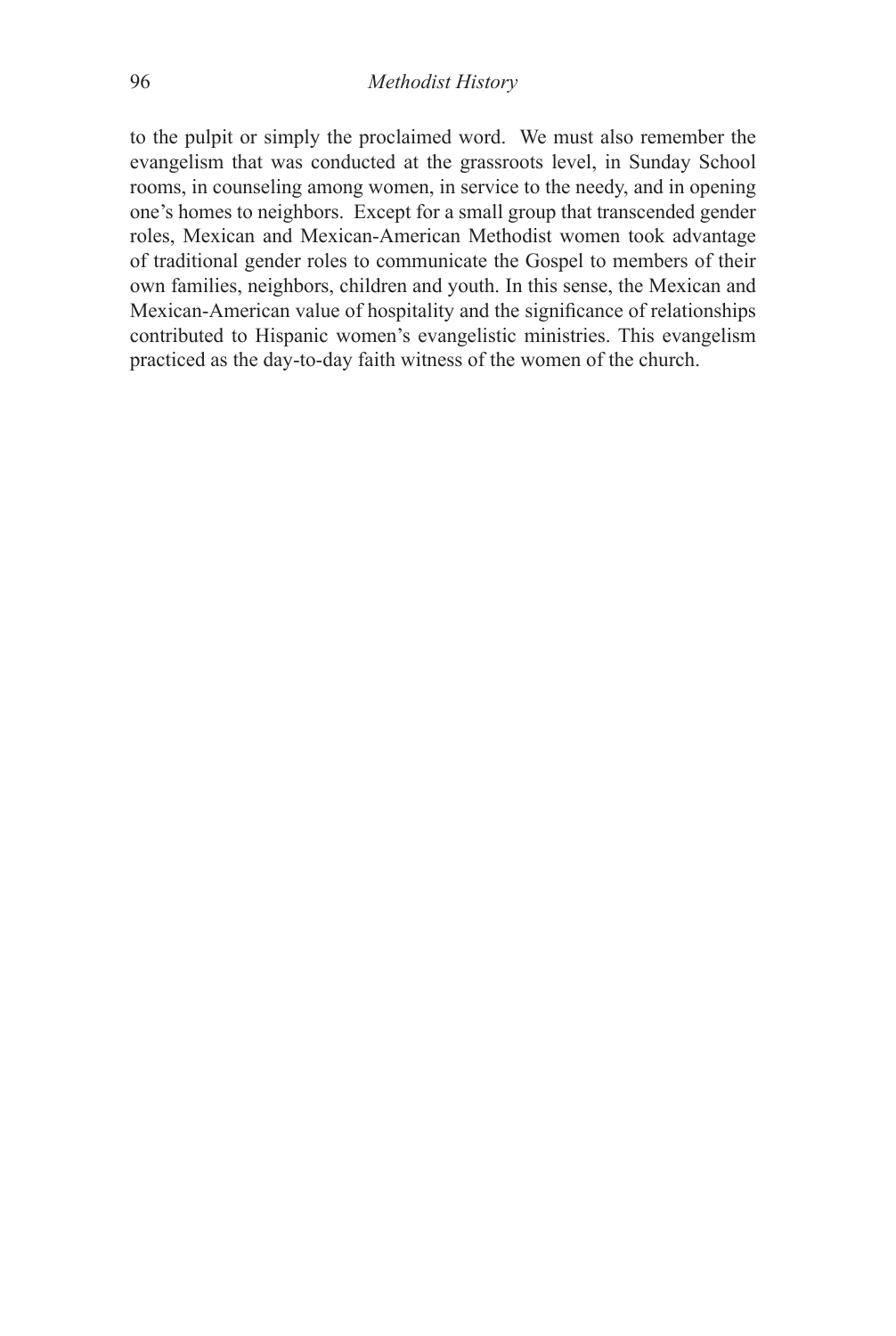to the pulpit or simply the proclaimed word. We must also remember the evangelism that was conducted at the grassroots level, in Sunday School rooms, in counseling among women, in service to the needy, and in opening one's homes to neighbors. Except for a small group that transcended gender roles, Mexican and Mexican-American Methodist women took advantage of traditional gender roles to communicate the Gospel to members of their own families, neighbors, children and youth. In this sense, the Mexican and Mexican-American value of hospitality and the significance of relationships contributed to Hispanic women's evangelistic ministries. This evangelism practiced as the day-to-day faith witness of the women of the church.